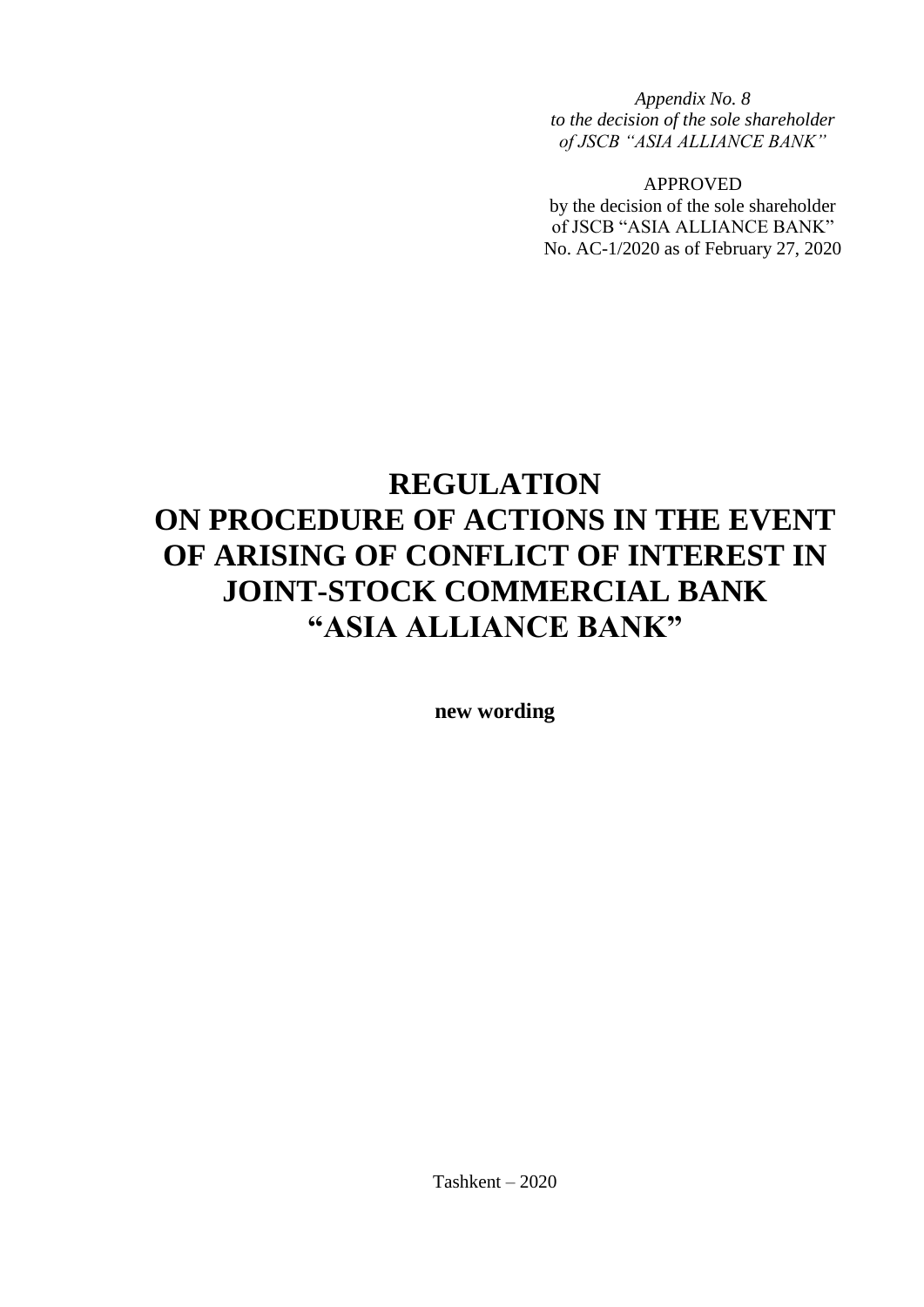*Appendix No. 8*
*to the decision of the sole shareholder*
*of JSCB "ASIA ALLIANCE BANK"*

APPROVED
by the decision of the sole shareholder
of JSCB "ASIA ALLIANCE BANK"
No. AC-1/2020 as of February 27, 2020

# REGULATION ON PROCEDURE OF ACTIONS IN THE EVENT OF ARISING OF CONFLICT OF INTEREST IN JOINT-STOCK COMMERCIAL BANK "ASIA ALLIANCE BANK"

**new wording**

Tashkent – 2020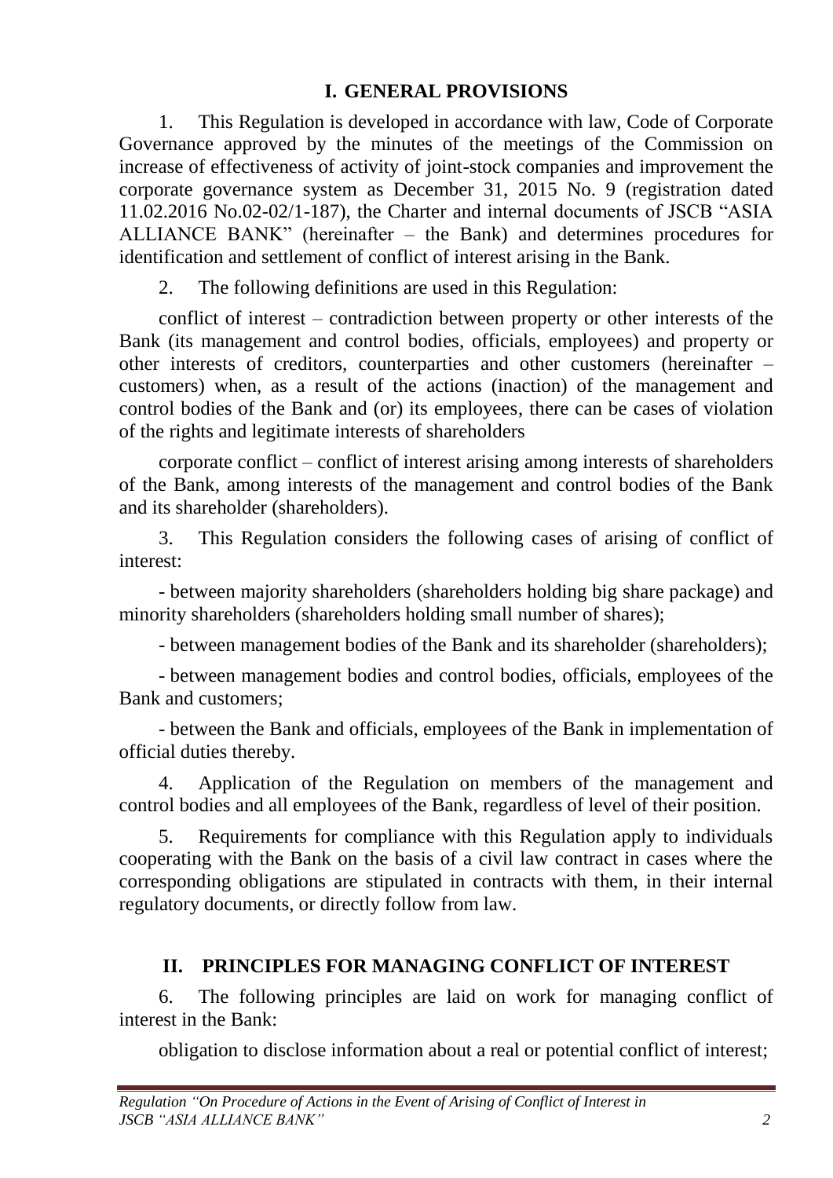## I. GENERAL PROVISIONS

1. This Regulation is developed in accordance with law, Code of Corporate Governance approved by the minutes of the meetings of the Commission on increase of effectiveness of activity of joint-stock companies and improvement the corporate governance system as December 31, 2015 No. 9 (registration dated 11.02.2016 No.02-02/1-187), the Charter and internal documents of JSCB "ASIA ALLIANCE BANK" (hereinafter – the Bank) and determines procedures for identification and settlement of conflict of interest arising in the Bank.

2. The following definitions are used in this Regulation:

conflict of interest – contradiction between property or other interests of the Bank (its management and control bodies, officials, employees) and property or other interests of creditors, counterparties and other customers (hereinafter – customers) when, as a result of the actions (inaction) of the management and control bodies of the Bank and (or) its employees, there can be cases of violation of the rights and legitimate interests of shareholders

corporate conflict – conflict of interest arising among interests of shareholders of the Bank, among interests of the management and control bodies of the Bank and its shareholder (shareholders).

3. This Regulation considers the following cases of arising of conflict of interest:

- between majority shareholders (shareholders holding big share package) and minority shareholders (shareholders holding small number of shares);

- between management bodies of the Bank and its shareholder (shareholders);

- between management bodies and control bodies, officials, employees of the Bank and customers;

- between the Bank and officials, employees of the Bank in implementation of official duties thereby.

4. Application of the Regulation on members of the management and control bodies and all employees of the Bank, regardless of level of their position.

5. Requirements for compliance with this Regulation apply to individuals cooperating with the Bank on the basis of a civil law contract in cases where the corresponding obligations are stipulated in contracts with them, in their internal regulatory documents, or directly follow from law.

## II. PRINCIPLES FOR MANAGING CONFLICT OF INTEREST

6. The following principles are laid on work for managing conflict of interest in the Bank:

obligation to disclose information about a real or potential conflict of interest;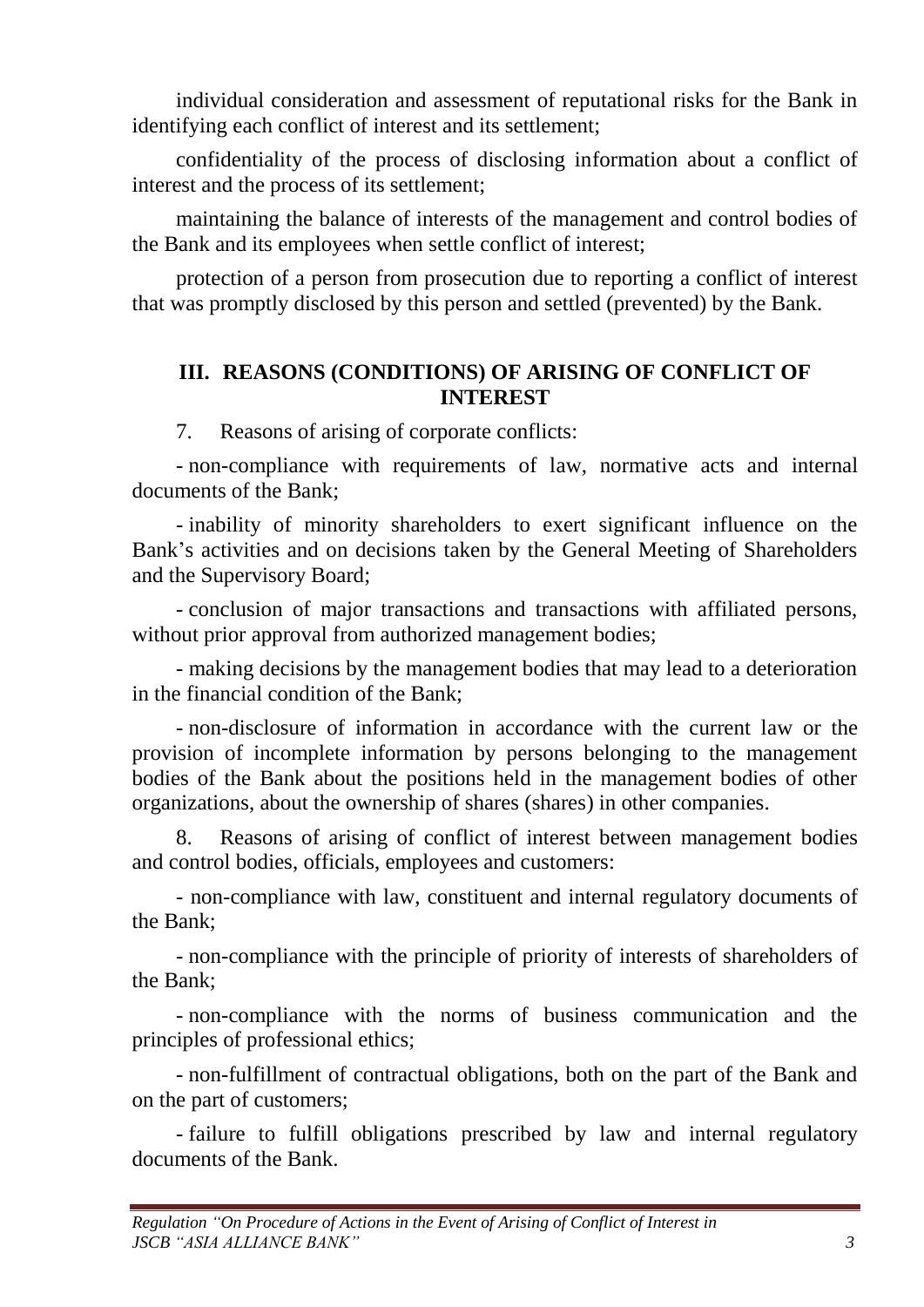individual consideration and assessment of reputational risks for the Bank in identifying each conflict of interest and its settlement;

confidentiality of the process of disclosing information about a conflict of interest and the process of its settlement;

maintaining the balance of interests of the management and control bodies of the Bank and its employees when settle conflict of interest;

protection of a person from prosecution due to reporting a conflict of interest that was promptly disclosed by this person and settled (prevented) by the Bank.

## III. REASONS (CONDITIONS) OF ARISING OF CONFLICT OF INTEREST

7. Reasons of arising of corporate conflicts:

- non-compliance with requirements of law, normative acts and internal documents of the Bank;
- inability of minority shareholders to exert significant influence on the Bank's activities and on decisions taken by the General Meeting of Shareholders and the Supervisory Board;
- conclusion of major transactions and transactions with affiliated persons, without prior approval from authorized management bodies;
- making decisions by the management bodies that may lead to a deterioration in the financial condition of the Bank;
- non-disclosure of information in accordance with the current law or the provision of incomplete information by persons belonging to the management bodies of the Bank about the positions held in the management bodies of other organizations, about the ownership of shares (shares) in other companies.

8. Reasons of arising of conflict of interest between management bodies and control bodies, officials, employees and customers:

- non-compliance with law, constituent and internal regulatory documents of the Bank;
- non-compliance with the principle of priority of interests of shareholders of the Bank;
- non-compliance with the norms of business communication and the principles of professional ethics;
- non-fulfillment of contractual obligations, both on the part of the Bank and on the part of customers;
- failure to fulfill obligations prescribed by law and internal regulatory documents of the Bank.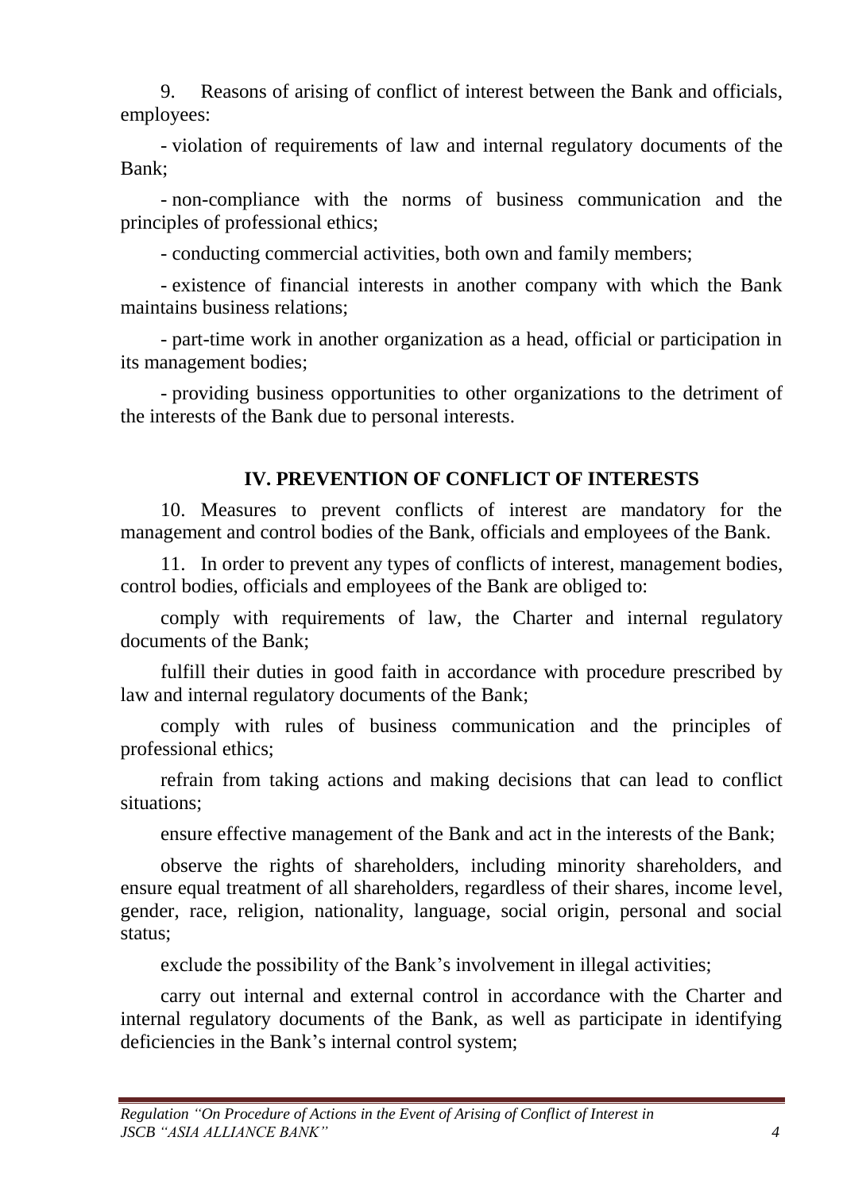9. Reasons of arising of conflict of interest between the Bank and officials, employees:

- violation of requirements of law and internal regulatory documents of the Bank;

- non-compliance with the norms of business communication and the principles of professional ethics;

- conducting commercial activities, both own and family members;

- existence of financial interests in another company with which the Bank maintains business relations;

- part-time work in another organization as a head, official or participation in its management bodies;

- providing business opportunities to other organizations to the detriment of the interests of the Bank due to personal interests.

## IV. PREVENTION OF CONFLICT OF INTERESTS

10. Measures to prevent conflicts of interest are mandatory for the management and control bodies of the Bank, officials and employees of the Bank.

11. In order to prevent any types of conflicts of interest, management bodies, control bodies, officials and employees of the Bank are obliged to:

comply with requirements of law, the Charter and internal regulatory documents of the Bank;

fulfill their duties in good faith in accordance with procedure prescribed by law and internal regulatory documents of the Bank;

comply with rules of business communication and the principles of professional ethics;

refrain from taking actions and making decisions that can lead to conflict situations;

ensure effective management of the Bank and act in the interests of the Bank;

observe the rights of shareholders, including minority shareholders, and ensure equal treatment of all shareholders, regardless of their shares, income level, gender, race, religion, nationality, language, social origin, personal and social status;

exclude the possibility of the Bank's involvement in illegal activities;

carry out internal and external control in accordance with the Charter and internal regulatory documents of the Bank, as well as participate in identifying deficiencies in the Bank's internal control system;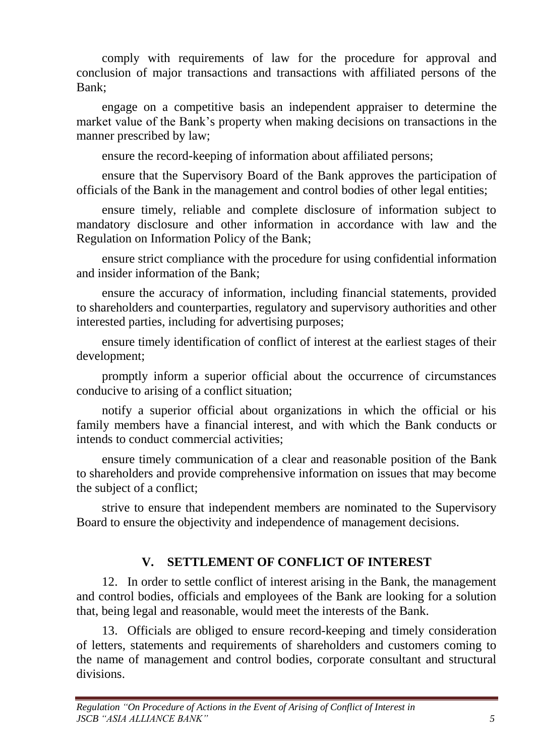comply with requirements of law for the procedure for approval and conclusion of major transactions and transactions with affiliated persons of the Bank;

engage on a competitive basis an independent appraiser to determine the market value of the Bank's property when making decisions on transactions in the manner prescribed by law;

ensure the record-keeping of information about affiliated persons;

ensure that the Supervisory Board of the Bank approves the participation of officials of the Bank in the management and control bodies of other legal entities;

ensure timely, reliable and complete disclosure of information subject to mandatory disclosure and other information in accordance with law and the Regulation on Information Policy of the Bank;

ensure strict compliance with the procedure for using confidential information and insider information of the Bank;

ensure the accuracy of information, including financial statements, provided to shareholders and counterparties, regulatory and supervisory authorities and other interested parties, including for advertising purposes;

ensure timely identification of conflict of interest at the earliest stages of their development;

promptly inform a superior official about the occurrence of circumstances conducive to arising of a conflict situation;

notify a superior official about organizations in which the official or his family members have a financial interest, and with which the Bank conducts or intends to conduct commercial activities;

ensure timely communication of a clear and reasonable position of the Bank to shareholders and provide comprehensive information on issues that may become the subject of a conflict;

strive to ensure that independent members are nominated to the Supervisory Board to ensure the objectivity and independence of management decisions.

## V. SETTLEMENT OF CONFLICT OF INTEREST

12. In order to settle conflict of interest arising in the Bank, the management and control bodies, officials and employees of the Bank are looking for a solution that, being legal and reasonable, would meet the interests of the Bank.

13. Officials are obliged to ensure record-keeping and timely consideration of letters, statements and requirements of shareholders and customers coming to the name of management and control bodies, corporate consultant and structural divisions.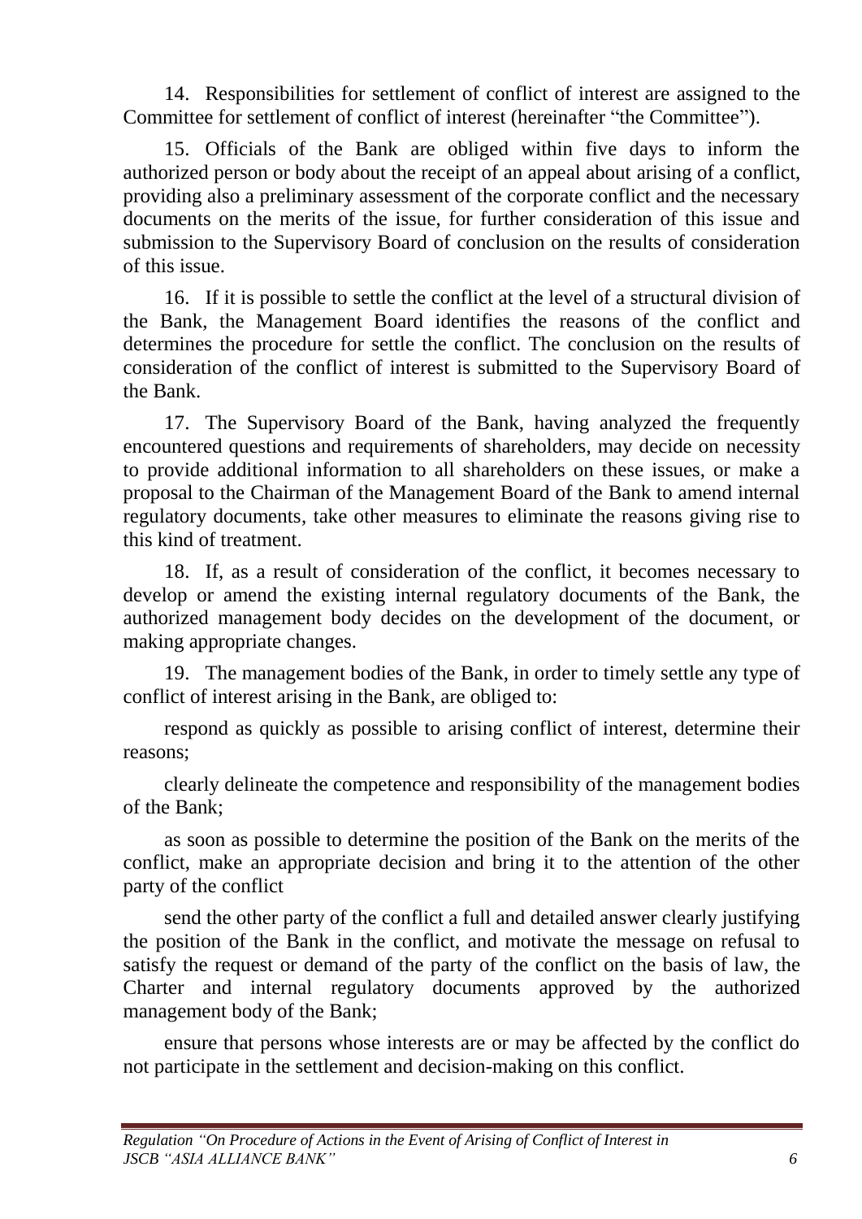14. Responsibilities for settlement of conflict of interest are assigned to the Committee for settlement of conflict of interest (hereinafter "the Committee").

15. Officials of the Bank are obliged within five days to inform the authorized person or body about the receipt of an appeal about arising of a conflict, providing also a preliminary assessment of the corporate conflict and the necessary documents on the merits of the issue, for further consideration of this issue and submission to the Supervisory Board of conclusion on the results of consideration of this issue.

16. If it is possible to settle the conflict at the level of a structural division of the Bank, the Management Board identifies the reasons of the conflict and determines the procedure for settle the conflict. The conclusion on the results of consideration of the conflict of interest is submitted to the Supervisory Board of the Bank.

17. The Supervisory Board of the Bank, having analyzed the frequently encountered questions and requirements of shareholders, may decide on necessity to provide additional information to all shareholders on these issues, or make a proposal to the Chairman of the Management Board of the Bank to amend internal regulatory documents, take other measures to eliminate the reasons giving rise to this kind of treatment.

18. If, as a result of consideration of the conflict, it becomes necessary to develop or amend the existing internal regulatory documents of the Bank, the authorized management body decides on the development of the document, or making appropriate changes.

19. The management bodies of the Bank, in order to timely settle any type of conflict of interest arising in the Bank, are obliged to:

respond as quickly as possible to arising conflict of interest, determine their reasons;

clearly delineate the competence and responsibility of the management bodies of the Bank;

as soon as possible to determine the position of the Bank on the merits of the conflict, make an appropriate decision and bring it to the attention of the other party of the conflict

send the other party of the conflict a full and detailed answer clearly justifying the position of the Bank in the conflict, and motivate the message on refusal to satisfy the request or demand of the party of the conflict on the basis of law, the Charter and internal regulatory documents approved by the authorized management body of the Bank;

ensure that persons whose interests are or may be affected by the conflict do not participate in the settlement and decision-making on this conflict.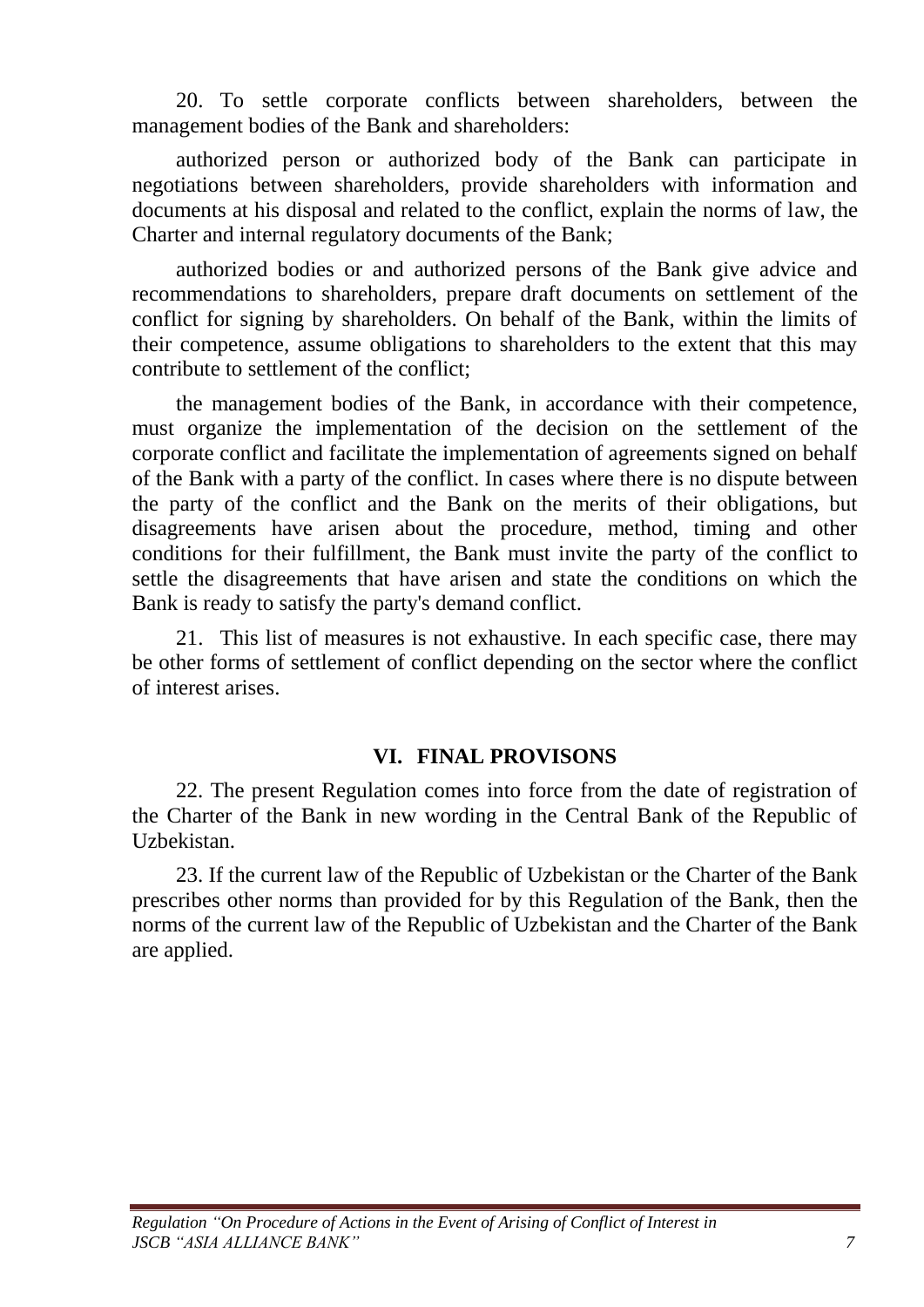20. To settle corporate conflicts between shareholders, between the management bodies of the Bank and shareholders:

authorized person or authorized body of the Bank can participate in negotiations between shareholders, provide shareholders with information and documents at his disposal and related to the conflict, explain the norms of law, the Charter and internal regulatory documents of the Bank;

authorized bodies or and authorized persons of the Bank give advice and recommendations to shareholders, prepare draft documents on settlement of the conflict for signing by shareholders. On behalf of the Bank, within the limits of their competence, assume obligations to shareholders to the extent that this may contribute to settlement of the conflict;

the management bodies of the Bank, in accordance with their competence, must organize the implementation of the decision on the settlement of the corporate conflict and facilitate the implementation of agreements signed on behalf of the Bank with a party of the conflict. In cases where there is no dispute between the party of the conflict and the Bank on the merits of their obligations, but disagreements have arisen about the procedure, method, timing and other conditions for their fulfillment, the Bank must invite the party of the conflict to settle the disagreements that have arisen and state the conditions on which the Bank is ready to satisfy the party's demand conflict.

21. This list of measures is not exhaustive. In each specific case, there may be other forms of settlement of conflict depending on the sector where the conflict of interest arises.

## VI. FINAL PROVISONS

22. The present Regulation comes into force from the date of registration of the Charter of the Bank in new wording in the Central Bank of the Republic of Uzbekistan.

23. If the current law of the Republic of Uzbekistan or the Charter of the Bank prescribes other norms than provided for by this Regulation of the Bank, then the norms of the current law of the Republic of Uzbekistan and the Charter of the Bank are applied.